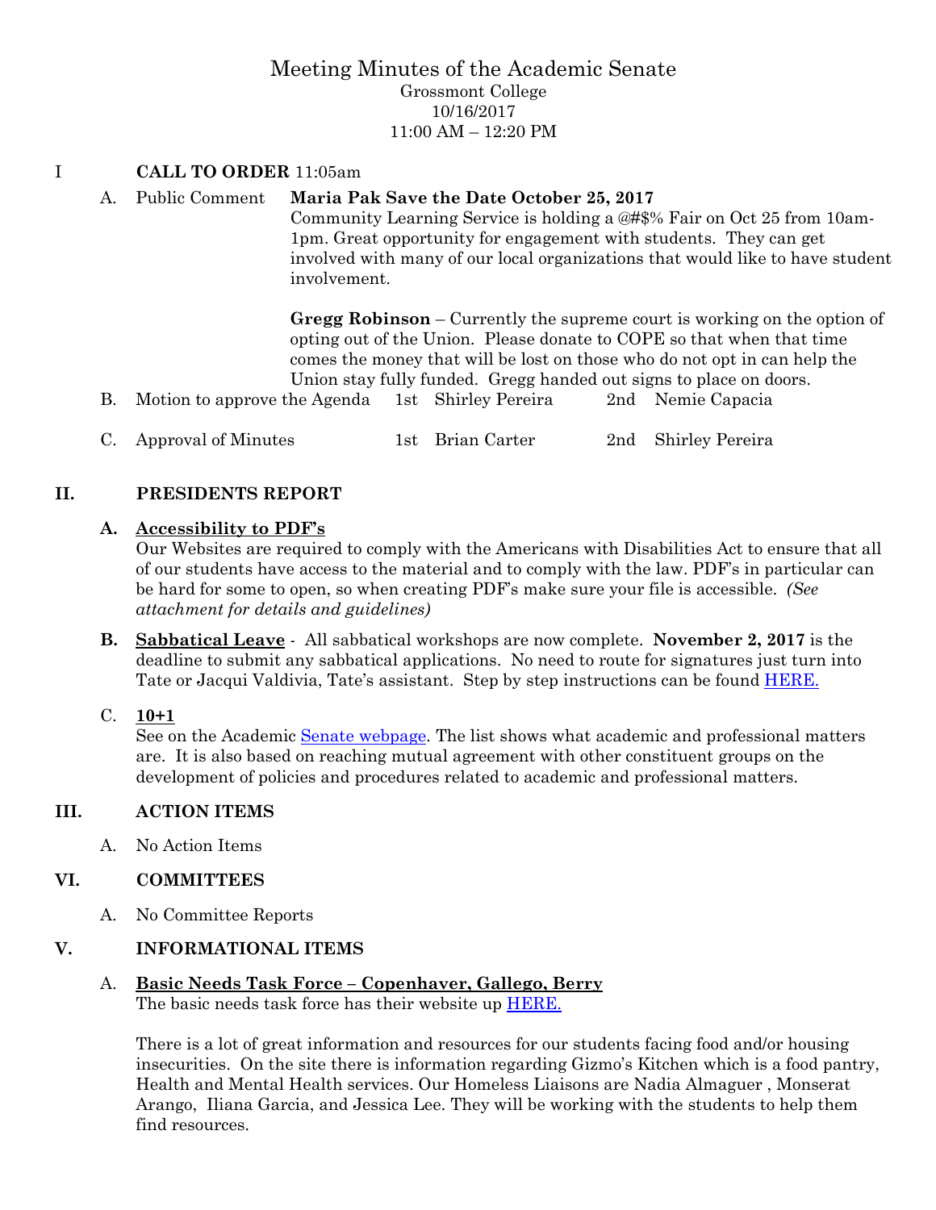# Meeting Minutes of the Academic Senate

Grossmont College
10/16/2017
11:00 AM – 12:20 PM

## I CALL TO ORDER 11:05am

A. Public Comment

**Maria Pak Save the Date October 25, 2017**
Community Learning Service is holding a @#$% Fair on Oct 25 from 10am-1pm. Great opportunity for engagement with students. They can get involved with many of our local organizations that would like to have student involvement.

**Gregg Robinson** – Currently the supreme court is working on the option of opting out of the Union. Please donate to COPE so that when that time comes the money that will be lost on those who do not opt in can help the Union stay fully funded. Gregg handed out signs to place on doors.

B. Motion to approve the Agenda 1st Shirley Pereira 2nd Nemie Capacia

C. Approval of Minutes 1st Brian Carter 2nd Shirley Pereira

## II. PRESIDENTS REPORT

**A. Accessibility to PDF's**

Our Websites are required to comply with the Americans with Disabilities Act to ensure that all of our students have access to the material and to comply with the law. PDF's in particular can be hard for some to open, so when creating PDF's make sure your file is accessible. *(See attachment for details and guidelines)*

**B. Sabbatical Leave** - All sabbatical workshops are now complete. **November 2, 2017** is the deadline to submit any sabbatical applications. No need to route for signatures just turn into Tate or Jacqui Valdivia, Tate's assistant. Step by step instructions can be found HERE.

C. **10+1**

See on the Academic Senate webpage. The list shows what academic and professional matters are. It is also based on reaching mutual agreement with other constituent groups on the development of policies and procedures related to academic and professional matters.

## III. ACTION ITEMS

A. No Action Items

## VI. COMMITTEES

A. No Committee Reports

## V. INFORMATIONAL ITEMS

A. **Basic Needs Task Force – Copenhaver, Gallego, Berry**

The basic needs task force has their website up HERE.

There is a lot of great information and resources for our students facing food and/or housing insecurities. On the site there is information regarding Gizmo's Kitchen which is a food pantry, Health and Mental Health services. Our Homeless Liaisons are Nadia Almaguer , Monserat Arango, Iliana Garcia, and Jessica Lee. They will be working with the students to help them find resources.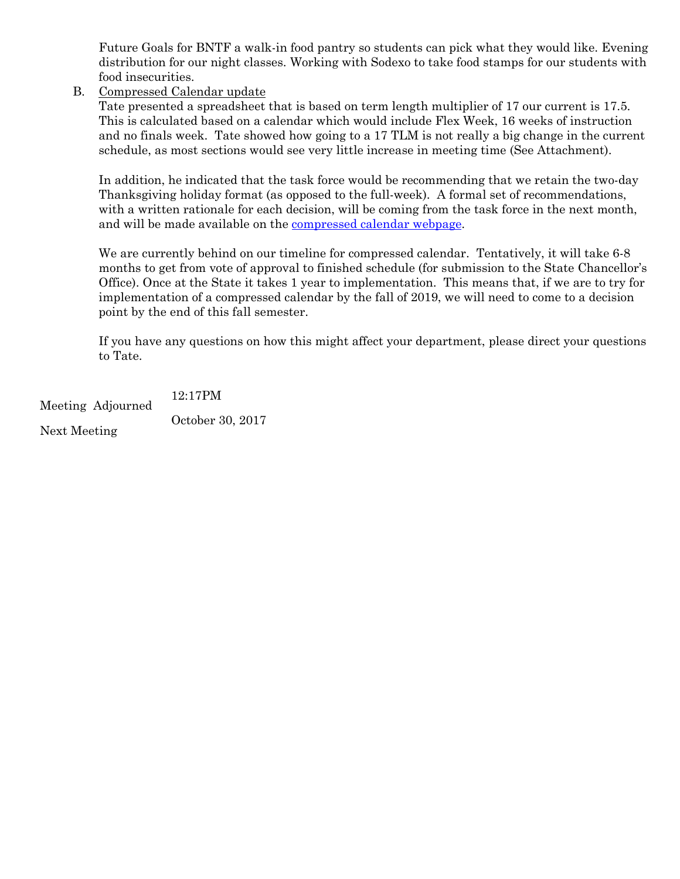Future Goals for BNTF a walk-in food pantry so students can pick what they would like. Evening distribution for our night classes. Working with Sodexo to take food stamps for our students with food insecurities.

B. Compressed Calendar update

Tate presented a spreadsheet that is based on term length multiplier of 17 our current is 17.5. This is calculated based on a calendar which would include Flex Week, 16 weeks of instruction and no finals week. Tate showed how going to a 17 TLM is not really a big change in the current schedule, as most sections would see very little increase in meeting time (See Attachment).

In addition, he indicated that the task force would be recommending that we retain the two-day Thanksgiving holiday format (as opposed to the full-week). A formal set of recommendations, with a written rationale for each decision, will be coming from the task force in the next month, and will be made available on the compressed calendar webpage.

We are currently behind on our timeline for compressed calendar. Tentatively, it will take 6-8 months to get from vote of approval to finished schedule (for submission to the State Chancellor's Office). Once at the State it takes 1 year to implementation. This means that, if we are to try for implementation of a compressed calendar by the fall of 2019, we will need to come to a decision point by the end of this fall semester.

If you have any questions on how this might affect your department, please direct your questions to Tate.

Meeting Adjourned 12:17PM

Next Meeting October 30, 2017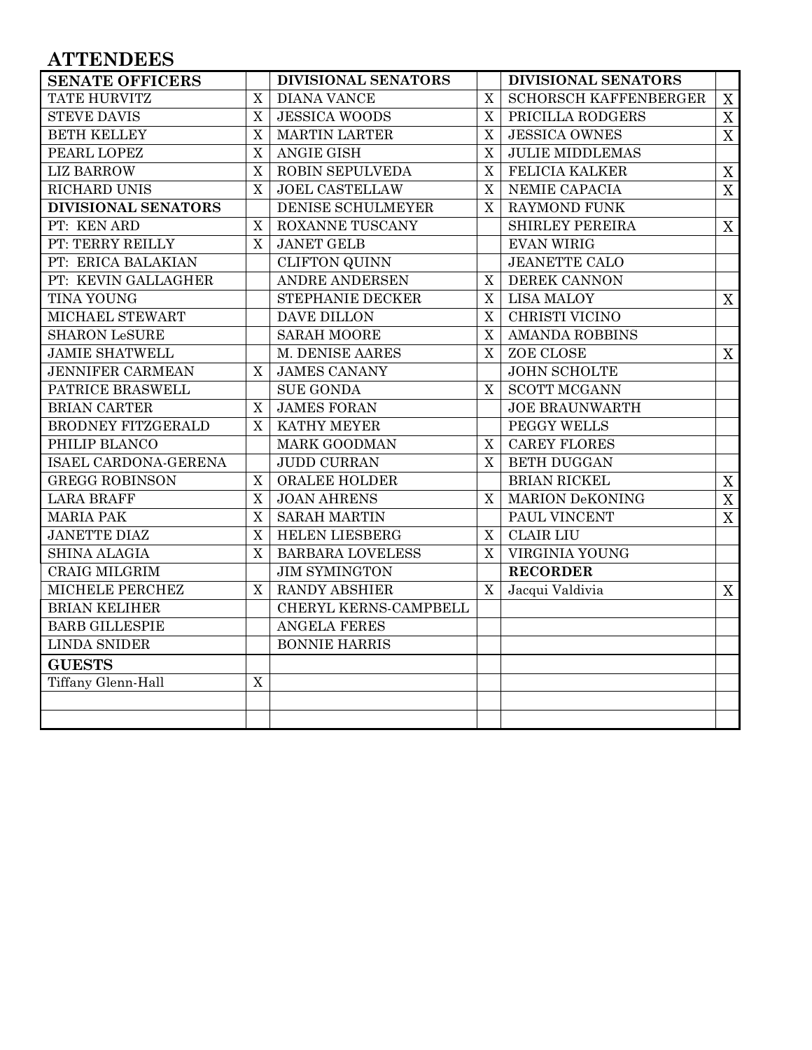## ATTENDEES

| SENATE OFFICERS | | DIVISIONAL SENATORS | | DIVISIONAL SENATORS | |
|---|---|---|---|---|---|
| TATE HURVITZ | X | DIANA VANCE | X | SCHORSCH KAFFENBERGER | X |
| STEVE DAVIS | X | JESSICA WOODS | X | PRICILLA RODGERS | X |
| BETH KELLEY | X | MARTIN LARTER | X | JESSICA OWNES | X |
| PEARL LOPEZ | X | ANGIE GISH | X | JULIE MIDDLEMAS | |
| LIZ BARROW | X | ROBIN SEPULVEDA | X | FELICIA KALKER | X |
| RICHARD UNIS | X | JOEL CASTELLAW | X | NEMIE CAPACIA | X |
| **DIVISIONAL SENATORS** | | DENISE SCHULMEYER | X | RAYMOND FUNK | |
| PT: KEN ARD | X | ROXANNE TUSCANY | | SHIRLEY PEREIRA | X |
| PT: TERRY REILLY | X | JANET GELB | | EVAN WIRIG | |
| PT: ERICA BALAKIAN | | CLIFTON QUINN | | JEANETTE CALO | |
| PT: KEVIN GALLAGHER | | ANDRE ANDERSEN | X | DEREK CANNON | |
| TINA YOUNG | | STEPHANIE DECKER | X | LISA MALOY | X |
| MICHAEL STEWART | | DAVE DILLON | X | CHRISTI VICINO | |
| SHARON LeSURE | | SARAH MOORE | X | AMANDA ROBBINS | |
| JAMIE SHATWELL | | M. DENISE AARES | X | ZOE CLOSE | X |
| JENNIFER CARMEAN | X | JAMES CANANY | | JOHN SCHOLTE | |
| PATRICE BRASWELL | | SUE GONDA | X | SCOTT MCGANN | |
| BRIAN CARTER | X | JAMES FORAN | | JOE BRAUNWARTH | |
| BRODNEY FITZGERALD | X | KATHY MEYER | | PEGGY WELLS | |
| PHILIP BLANCO | | MARK GOODMAN | X | CAREY FLORES | |
| ISAEL CARDONA-GERENA | | JUDD CURRAN | X | BETH DUGGAN | |
| GREGG ROBINSON | X | ORALEE HOLDER | | BRIAN RICKEL | X |
| LARA BRAFF | X | JOAN AHRENS | X | MARION DeKONING | X |
| MARIA PAK | X | SARAH MARTIN | | PAUL VINCENT | X |
| JANETTE DIAZ | X | HELEN LIESBERG | X | CLAIR LIU | |
| SHINA ALAGIA | X | BARBARA LOVELESS | X | VIRGINIA YOUNG | |
| CRAIG MILGRIM | | JIM SYMINGTON | | **RECORDER** | |
| MICHELE PERCHEZ | X | RANDY ABSHIER | X | Jacqui Valdivia | X |
| BRIAN KELIHER | | CHERYL KERNS-CAMPBELL | | | |
| BARB GILLESPIE | | ANGELA FERES | | | |
| LINDA SNIDER | | BONNIE HARRIS | | | |
| **GUESTS** | | | | | |
| Tiffany Glenn-Hall | X | | | | |
| | | | | | |
| | | | | | |